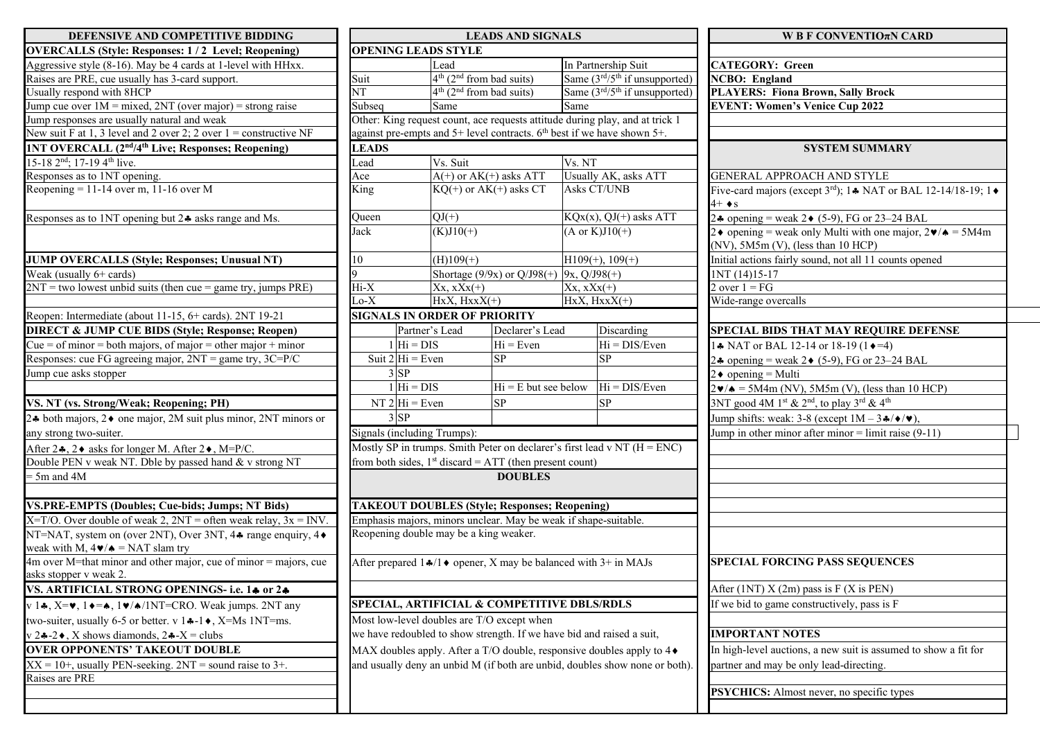## DEFENSIVE AND COMPETITIVE BIDDING

### OVERCALLS (Style: Responses: 1 / 2 Level; Reopening)

Aggressive style (8-16). May be 4 cards at 1-level with HHxx.
Raises are PRE, cue usually has 3-card support.
Usually respond with 8HCP
Jump cue over 1M = mixed, 2NT (over major) = strong raise
Jump responses are usually natural and weak
New suit F at 1, 3 level and 2 over 2; 2 over 1 = constructive NF

### 1NT OVERCALL (2nd/4th Live; Responses; Reopening)

15-18 2nd; 17-19 4th live.
Responses as to 1NT opening.
Reopening = 11-14 over m, 11-16 over M

Responses as to 1NT opening but 2♣ asks range and Ms.

### JUMP OVERCALLS (Style; Responses; Unusual NT)

Weak (usually 6+ cards)
2NT = two lowest unbid suits (then cue = game try, jumps PRE)

Reopen: Intermediate (about 11-15, 6+ cards). 2NT 19-21

### DIRECT & JUMP CUE BIDS (Style; Response; Reopen)

Cue = of minor = both majors, of major = other major + minor
Responses: cue FG agreeing major, 2NT = game try, 3C=P/C
Jump cue asks stopper

### VS. NT (vs. Strong/Weak; Reopening; PH)

2♣ both majors, 2♦ one major, 2M suit plus minor, 2NT minors or any strong two-suiter.
After 2♣, 2♦ asks for longer M. After 2♦, M=P/C.
Double PEN v weak NT. Dble by passed hand & v strong NT = 5m and 4M

### VS.PRE-EMPTS (Doubles; Cue-bids; Jumps; NT Bids)

X=T/O. Over double of weak 2, 2NT = often weak relay, 3x = INV.
NT=NAT, system on (over 2NT), Over 3NT, 4♣ range enquiry, 4♦ weak with M, 4♥/♠ = NAT slam try
4m over M=that minor and other major, cue of minor = majors, cue asks stopper v weak 2.

### VS. ARTIFICIAL STRONG OPENINGS- i.e. 1♣ or 2♣

v 1♣, X=♥, 1♦=♠, 1♥/♠/1NT=CRO. Weak jumps. 2NT any two-suiter, usually 6-5 or better. v 1♣-1♦, X=Ms 1NT=ms.
v 2♣-2♦, X shows diamonds, 2♣-X = clubs

### OVER OPPONENTS' TAKEOUT DOUBLE

XX = 10+, usually PEN-seeking. 2NT = sound raise to 3+.
Raises are PRE

## LEADS AND SIGNALS

### OPENING LEADS STYLE

| | Lead | In Partnership Suit |
|---|---|---|
| Suit | 4th (2nd from bad suits) | Same (3rd/5th if unsupported) |
| NT | 4th (2nd from bad suits) | Same (3rd/5th if unsupported) |
| Subseq | Same | Same |

Other: King request count, ace requests attitude during play, and at trick 1 against pre-empts and 5+ level contracts. 6th best if we have shown 5+.

### LEADS

| Lead | Vs. Suit | Vs. NT |
|---|---|---|
| Ace | A(+) or AK(+) asks ATT | Usually AK, asks ATT |
| King | KQ(+) or AK(+) asks CT | Asks CT/UNB |
| Queen | QJ(+) | KQx(x), QJ(+) asks ATT |
| Jack | (K)J10(+) | (A or K)J10(+) |
| 10 | (H)109(+) | H109(+), 109(+) |
| 9 | Shortage (9/9x) or Q/J98(+) | 9x, Q/J98(+) |
| Hi-X | Xx, xXx(+) | Xx, xXx(+) |
| Lo-X | HxX, HxxX(+) | HxX, HxxX(+) |

### SIGNALS IN ORDER OF PRIORITY

| | | Partner's Lead | Declarer's Lead | Discarding |
|---|---|---|---|---|
| Suit | 1 | Hi = DIS | Hi = Even | Hi = DIS/Even |
| | 2 | Hi = Even | SP | SP |
| | 3 | SP | | |
| NT | 1 | Hi = DIS | Hi = E but see below | Hi = DIS/Even |
| | 2 | Hi = Even | SP | SP |
| | 3 | SP | | |

Signals (including Trumps):
Mostly SP in trumps. Smith Peter on declarer's first lead v NT (H = ENC) from both sides, 1st discard = ATT (then present count)

## DOUBLES

### TAKEOUT DOUBLES (Style; Responses; Reopening)

Emphasis majors, minors unclear. May be weak if shape-suitable.
Reopening double may be a king weaker.

After prepared 1♣/1♦ opener, X may be balanced with 3+ in MAJs

### SPECIAL, ARTIFICIAL & COMPETITIVE DBLS/RDLS

Most low-level doubles are T/O except when we have redoubled to show strength. If we have bid and raised a suit, MAX doubles apply. After a T/O double, responsive doubles apply to 4♦ and usually deny an unbid M (if both are unbid, doubles show none or both).

## W B F CONVENTIOπN CARD

**CATEGORY: Green**
**NCBO: England**
**PLAYERS: Fiona Brown, Sally Brock**
**EVENT: Women's Venice Cup 2022**

### SYSTEM SUMMARY

GENERAL APPROACH AND STYLE
Five-card majors (except 3rd); 1♣ NAT or BAL 12-14/18-19; 1♦ 4+ ♦s
2♣ opening = weak 2♦ (5-9), FG or 23–24 BAL
2♦ opening = weak only Multi with one major, 2♥/♠ = 5M4m (NV), 5M5m (V), (less than 10 HCP)
Initial actions fairly sound, not all 11 counts opened
1NT (14)15-17
2 over 1 = FG
Wide-range overcalls

### SPECIAL BIDS THAT MAY REQUIRE DEFENSE

1♣ NAT or BAL 12-14 or 18-19 (1♦=4)
2♣ opening = weak 2♦ (5-9), FG or 23–24 BAL
2♦ opening = Multi
2♥/♠ = 5M4m (NV), 5M5m (V), (less than 10 HCP)
3NT good 4M 1st & 2nd, to play 3rd & 4th
Jump shifts: weak: 3-8 (except 1M – 3♣/♦/♥),
Jump in other minor after minor = limit raise (9-11)

### SPECIAL FORCING PASS SEQUENCES

After (1NT) X (2m) pass is F (X is PEN)
If we bid to game constructively, pass is F

### IMPORTANT NOTES

In high-level auctions, a new suit is assumed to show a fit for partner and may be only lead-directing.

**PSYCHICS:** Almost never, no specific types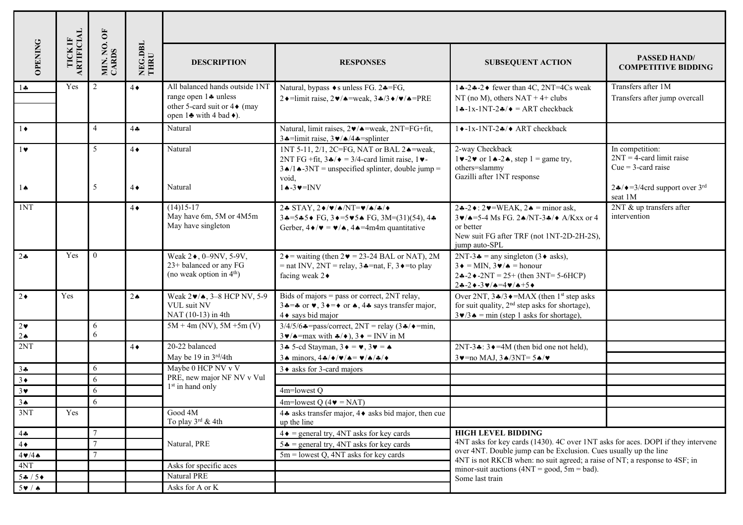| OPENING | TICK IF ARTIFICIAL | MIN. NO. OF CARDS | NEG.DBL THRU | DESCRIPTION | RESPONSES | SUBSEQUENT ACTION | PASSED HAND/ COMPETITIVE BIDDING |
|---|---|---|---|---|---|---|---|
| 1♣ | Yes | 2 | 4♦ | All balanced hands outside 1NT range open 1♣ unless other 5-card suit or 4♦ (may open 1♣ with 4 bad ♦). | Natural, bypass ♦s unless FG. 2♣=FG, 2♦=limit raise, 2♥/♠=weak, 3♣/3♦/♥/♠=PRE | 1♣-2♣-2♦ fewer than 4C, 2NT=4Cs weak NT (no M), others NAT + 4+ clubs<br>1♣-1x-1NT-2♣/♦ = ART checkback | Transfers after 1M<br>Transfers after jump overcall |
| 1♦ | | 4 | 4♣ | Natural | Natural, limit raises, 2♥/♠=weak, 2NT=FG+fit, 3♣=limit raise, 3♥/♠/4♣=splinter | 1♦-1x-1NT-2♣/♦ ART checkback | |
| 1♥ | | 5 | 4♦ | Natural | 1NT 5-11, 2/1, 2C=FG, NAT or BAL 2♠=weak, 2NT FG +fit, 3♣/♦ = 3/4-card limit raise, 1♥-3♠/1♠-3NT = unspecified splinter, double jump = void, | 2-way Checkback<br>1♥-2♥ or 1♠-2♠, step 1 = game try, others=slammy<br>Gazilli after 1NT response | In competition:<br>2NT = 4-card limit raise<br>Cue = 3-card raise |
| 1♠ | | 5 | 4♦ | Natural | 1♠-3♥=INV | | 2♣/♦=3/4crd support over 3rd seat 1M |
| 1NT | | | 4♦ | (14)15-17<br>May have 6m, 5M or 4M5m<br>May have singleton | 2♣ STAY, 2♦/♥/♠/NT=♥/♠/♣/♦<br>3♣=5♣5♦ FG, 3♦=5♥5♠ FG, 3M=(31)(54), 4♣ Gerber, 4♦/♥ = ♥/♠, 4♠=4m4m quantitative | 2♣-2♦: 2♥=WEAK, 2♠ = minor ask, 3♥/♠=5-4 Ms FG. 2♠/NT-3♣/♦ A/Kxx or 4 or better<br>New suit FG after TRF (not 1NT-2D-2H-2S), jump auto-SPL | 2NT & up transfers after intervention |
| 2♣ | Yes | 0 | | Weak 2♦, 0–9NV, 5-9V, 23+ balanced or any FG<br>(no weak option in 4th) | 2♦= waiting (then 2♥ = 23-24 BAL or NAT), 2M = nat INV, 2NT = relay, 3♣=nat, F, 3♦=to play facing weak 2♦ | 2NT-3♣ = any singleton (3♦ asks),<br>3♦ = MIN, 3♥/♠ = honour<br>2♣-2♦-2NT = 25+ (then 3NT= 5-6HCP)<br>2♣-2♦-3♥/♠=4♥/♠+5♦ | |
| 2♦ | Yes | | 2♠ | Weak 2♥/♠, 3–8 HCP NV, 5-9 VUL suit NV<br>NAT (10-13) in 4th | Bids of majors = pass or correct, 2NT relay, 3♣=♣ or ♥, 3♦=♦ or ♠, 4♣ says transfer major, 4♦ says bid major | Over 2NT, 3♣/3♦=MAX (then 1st step asks for suit quality, 2nd step asks for shortage),<br>3♥/3♠ = min (step 1 asks for shortage), | |
| 2♥<br>2♠ | | 6<br>6 | | 5M + 4m (NV), 5M +5m (V) | 3/4/5/6♣=pass/correct, 2NT = relay (3♣/♦=min, 3♥/♠=max with ♣/♦), 3♦ = INV in M | | |
| 2NT | | | 4♦ | 20-22 balanced<br>May be 19 in 3rd/4th | 3♣ 5-cd Stayman, 3♦ = ♥, 3♥ = ♠<br>3♠ minors, 4♣/♦/♥/♠= ♥/♠/♣/♦ | 2NT-3♣: 3♦=4M (then bid one not held),<br>3♥=no MAJ, 3♠/3NT= 5♠/♥ | |
| 3♣ | | 6 | | Maybe 0 HCP NV v V<br>PRE, new major NF NV v Vul<br>1st in hand only | 3♦ asks for 3-card majors | | |
| 3♦ | | 6 | | | | | |
| 3♥ | | 6 | | | 4m=lowest Q | | |
| 3♠ | | 6 | | | 4m=lowest Q (4♥ = NAT) | | |
| 3NT | Yes | | | Good 4M<br>To play 3rd & 4th | 4♣ asks transfer major, 4♦ asks bid major, then cue up the line | | |
| 4♣ | | 7 | | Natural, PRE | 4♦ = general try, 4NT asks for key cards | **HIGH LEVEL BIDDING**<br>4NT asks for key cards (1430). 4C over 1NT asks for aces. DOPI if they intervene over 4NT. Double jump can be Exclusion. Cues usually up the line<br>4NT is not RKCB when: no suit agreed; a raise of NT; a response to 4SF; in minor-suit auctions (4NT = good, 5m = bad).<br>Some last train | |
| 4♦ | | 7 | | | 5♣ = general try, 4NT asks for key cards | | |
| 4♥/4♠ | | 7 | | | 5m = lowest Q, 4NT asks for key cards | | |
| 4NT | | | | Asks for specific aces | | | |
| 5♣ / 5♦ | | | | Natural PRE | | | |
| 5♥ / ♠ | | | | Asks for A or K | | | |